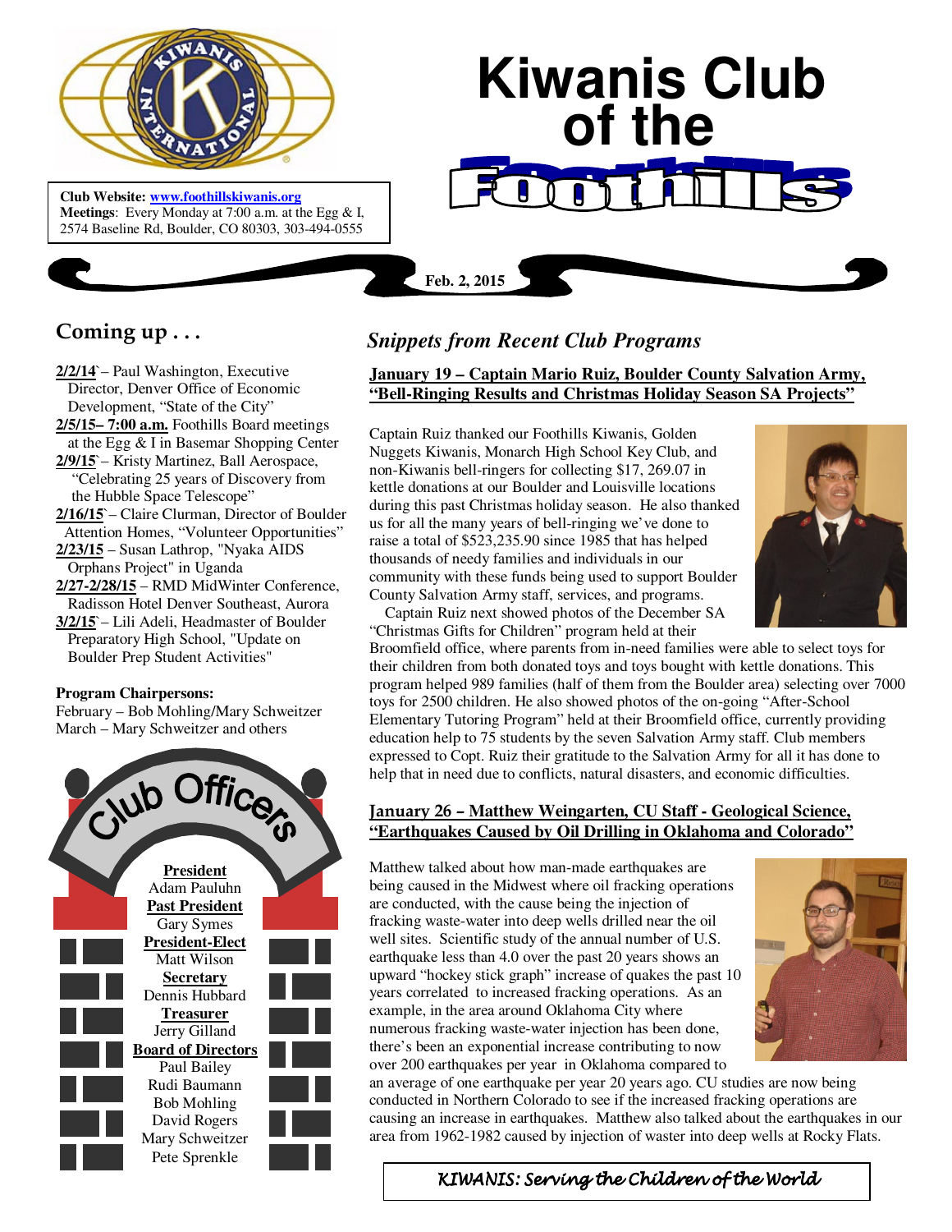# Kiwanis Club of the Foothills

**Club Website:** www.foothillskiwanis.org
**Meetings**: Every Monday at 7:00 a.m. at the Egg & I, 2574 Baseline Rd, Boulder, CO 80303, 303-494-0555

**Feb. 2, 2015**

## Coming up . . .

**2/2/14`** – Paul Washington, Executive Director, Denver Office of Economic Development, "State of the City"

**2/5/15– 7:00 a.m.** Foothills Board meetings at the Egg & I in Basemar Shopping Center

**2/9/15`** – Kristy Martinez, Ball Aerospace, "Celebrating 25 years of Discovery from the Hubble Space Telescope"

**2/16/15`** – Claire Clurman, Director of Boulder Attention Homes, "Volunteer Opportunities"

**2/23/15** – Susan Lathrop, "Nyaka AIDS Orphans Project" in Uganda

**2/27-2/28/15** – RMD MidWinter Conference, Radisson Hotel Denver Southeast, Aurora

**3/2/15`** – Lili Adeli, Headmaster of Boulder Preparatory High School, "Update on Boulder Prep Student Activities"

**Program Chairpersons:**
February – Bob Mohling/Mary Schweitzer
March – Mary Schweitzer and others

## Club Officers

**President**
Adam Pauluhn

**Past President**
Gary Symes

**President-Elect**
Matt Wilson

**Secretary**
Dennis Hubbard

**Treasurer**
Jerry Gilland

**Board of Directors**
Paul Bailey
Rudi Baumann
Bob Mohling
David Rogers
Mary Schweitzer
Pete Sprenkle

## *Snippets from Recent Club Programs*

### January 19 – Captain Mario Ruiz, Boulder County Salvation Army, "Bell-Ringing Results and Christmas Holiday Season SA Projects"

Captain Ruiz thanked our Foothills Kiwanis, Golden Nuggets Kiwanis, Monarch High School Key Club, and non-Kiwanis bell-ringers for collecting $17, 269.07 in kettle donations at our Boulder and Louisville locations during this past Christmas holiday season. He also thanked us for all the many years of bell-ringing we've done to raise a total of $523,235.90 since 1985 that has helped thousands of needy families and individuals in our community with these funds being used to support Boulder County Salvation Army staff, services, and programs.

Captain Ruiz next showed photos of the December SA "Christmas Gifts for Children" program held at their Broomfield office, where parents from in-need families were able to select toys for their children from both donated toys and toys bought with kettle donations. This program helped 989 families (half of them from the Boulder area) selecting over 7000 toys for 2500 children. He also showed photos of the on-going "After-School Elementary Tutoring Program" held at their Broomfield office, currently providing education help to 75 students by the seven Salvation Army staff. Club members expressed to Copt. Ruiz their gratitude to the Salvation Army for all it has done to help that in need due to conflicts, natural disasters, and economic difficulties.

### January 26 – Matthew Weingarten, CU Staff - Geological Science, "Earthquakes Caused by Oil Drilling in Oklahoma and Colorado"

Matthew talked about how man-made earthquakes are being caused in the Midwest where oil fracking operations are conducted, with the cause being the injection of fracking waste-water into deep wells drilled near the oil well sites. Scientific study of the annual number of U.S. earthquake less than 4.0 over the past 20 years shows an upward "hockey stick graph" increase of quakes the past 10 years correlated to increased fracking operations. As an example, in the area around Oklahoma City where numerous fracking waste-water injection has been done, there's been an exponential increase contributing to now over 200 earthquakes per year in Oklahoma compared to an average of one earthquake per year 20 years ago. CU studies are now being conducted in Northern Colorado to see if the increased fracking operations are causing an increase in earthquakes. Matthew also talked about the earthquakes in our area from 1962-1982 caused by injection of waster into deep wells at Rocky Flats.

*KIWANIS: Serving the Children of the World*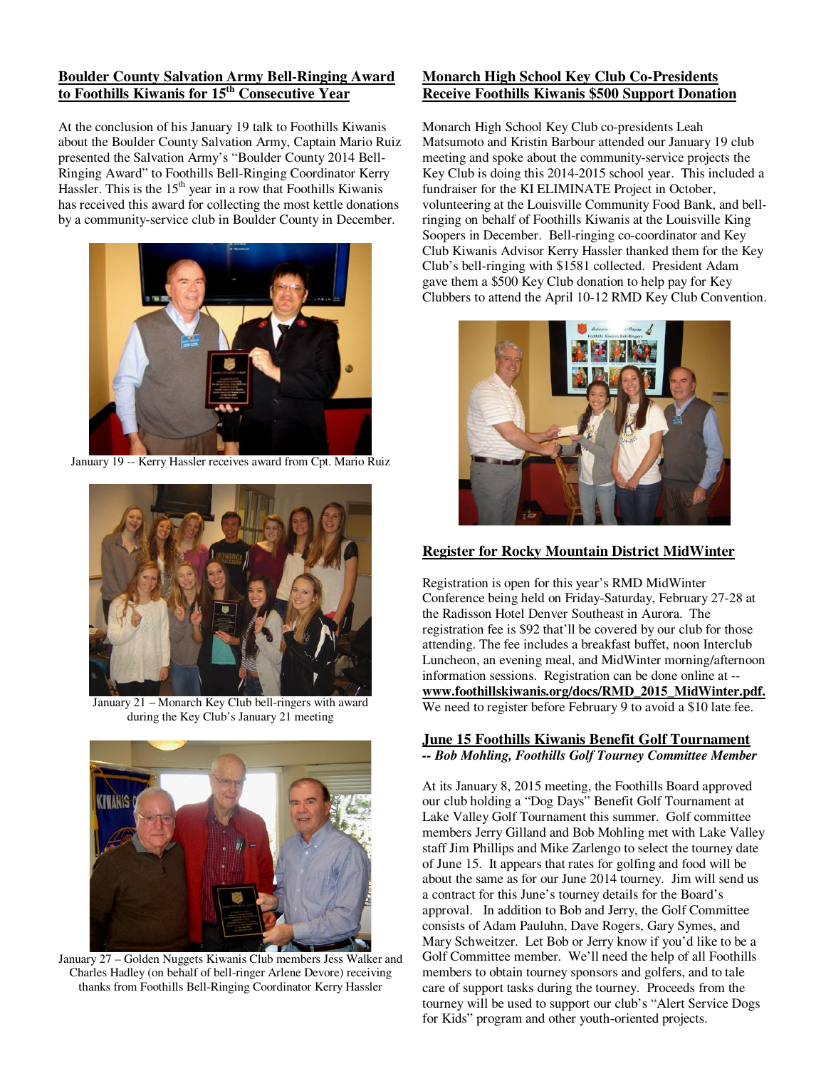## Boulder County Salvation Army Bell-Ringing Award to Foothills Kiwanis for 15th Consecutive Year

At the conclusion of his January 19 talk to Foothills Kiwanis about the Boulder County Salvation Army, Captain Mario Ruiz presented the Salvation Army's "Boulder County 2014 Bell-Ringing Award" to Foothills Bell-Ringing Coordinator Kerry Hassler. This is the 15th year in a row that Foothills Kiwanis has received this award for collecting the most kettle donations by a community-service club in Boulder County in December.

January 19 -- Kerry Hassler receives award from Cpt. Mario Ruiz

January 21 – Monarch Key Club bell-ringers with award during the Key Club's January 21 meeting

January 27 – Golden Nuggets Kiwanis Club members Jess Walker and Charles Hadley (on behalf of bell-ringer Arlene Devore) receiving thanks from Foothills Bell-Ringing Coordinator Kerry Hassler

## Monarch High School Key Club Co-Presidents Receive Foothills Kiwanis $500 Support Donation

Monarch High School Key Club co-presidents Leah Matsumoto and Kristin Barbour attended our January 19 club meeting and spoke about the community-service projects the Key Club is doing this 2014-2015 school year. This included a fundraiser for the KI ELIMINATE Project in October, volunteering at the Louisville Community Food Bank, and bell-ringing on behalf of Foothills Kiwanis at the Louisville King Soopers in December. Bell-ringing co-coordinator and Key Club Kiwanis Advisor Kerry Hassler thanked them for the Key Club's bell-ringing with $1581 collected. President Adam gave them a $500 Key Club donation to help pay for Key Clubbers to attend the April 10-12 RMD Key Club Convention.

## Register for Rocky Mountain District MidWinter

Registration is open for this year's RMD MidWinter Conference being held on Friday-Saturday, February 27-28 at the Radisson Hotel Denver Southeast in Aurora. The registration fee is $92 that'll be covered by our club for those attending. The fee includes a breakfast buffet, noon Interclub Luncheon, an evening meal, and MidWinter morning/afternoon information sessions. Registration can be done online at -- **www.foothillskiwanis.org/docs/RMD_2015_MidWinter.pdf.** We need to register before February 9 to avoid a $10 late fee.

## June 15 Foothills Kiwanis Benefit Golf Tournament

***-- Bob Mohling, Foothills Golf Tourney Committee Member***

At its January 8, 2015 meeting, the Foothills Board approved our club holding a "Dog Days" Benefit Golf Tournament at Lake Valley Golf Tournament this summer. Golf committee members Jerry Gilland and Bob Mohling met with Lake Valley staff Jim Phillips and Mike Zarlengo to select the tourney date of June 15. It appears that rates for golfing and food will be about the same as for our June 2014 tourney. Jim will send us a contract for this June's tourney details for the Board's approval. In addition to Bob and Jerry, the Golf Committee consists of Adam Pauluhn, Dave Rogers, Gary Symes, and Mary Schweitzer. Let Bob or Jerry know if you'd like to be a Golf Committee member. We'll need the help of all Foothills members to obtain tourney sponsors and golfers, and to tale care of support tasks during the tourney. Proceeds from the tourney will be used to support our club's "Alert Service Dogs for Kids" program and other youth-oriented projects.